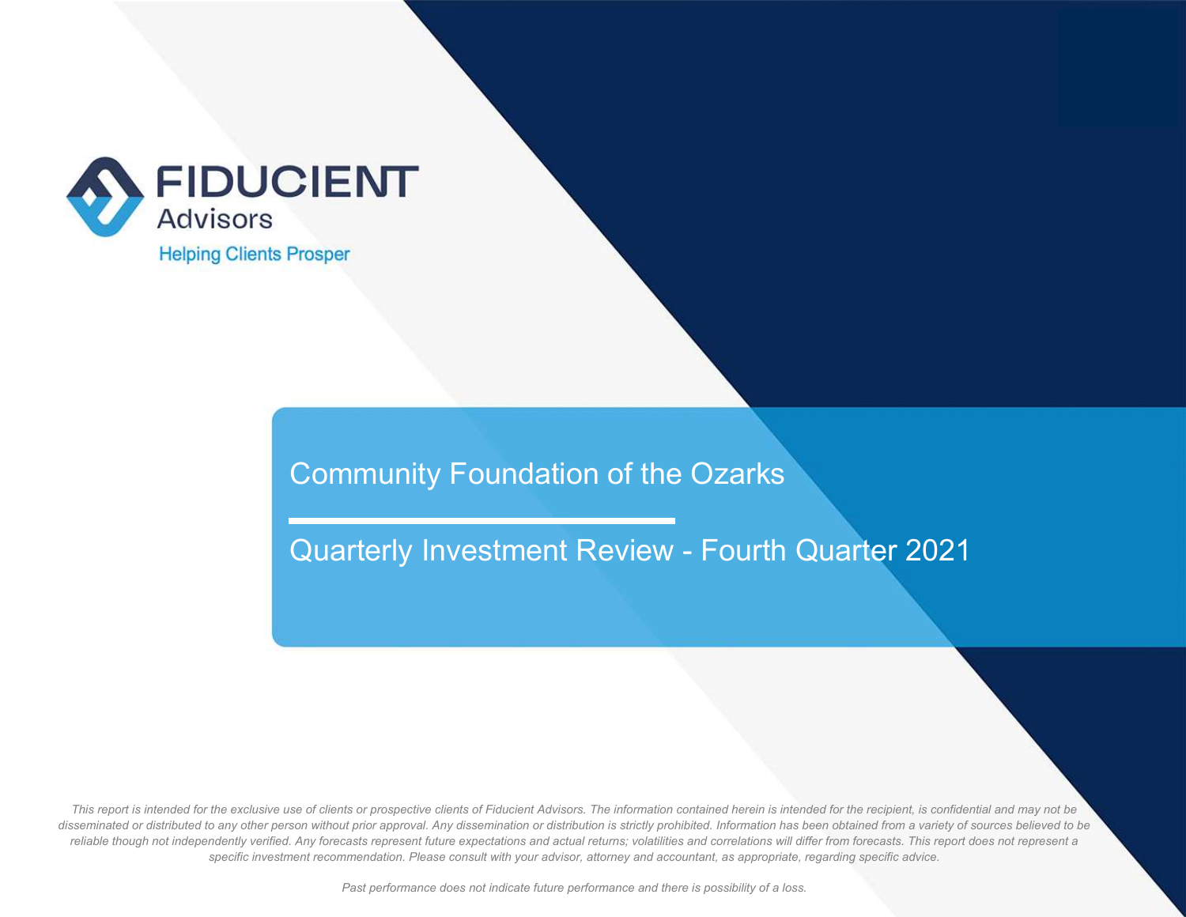FIDUCIENT
Advisors
Helping Clients Prosper

# Community Foundation of the Ozarks

## Quarterly Investment Review - Fourth Quarter 2021

*This report is intended for the exclusive use of clients or prospective clients of Fiducient Advisors. The information contained herein is intended for the recipient, is confidential and may not be disseminated or distributed to any other person without prior approval. Any dissemination or distribution is strictly prohibited. Information has been obtained from a variety of sources believed to be reliable though not independently verified. Any forecasts represent future expectations and actual returns; volatilities and correlations will differ from forecasts. This report does not represent a specific investment recommendation. Please consult with your advisor, attorney and accountant, as appropriate, regarding specific advice.*

*Past performance does not indicate future performance and there is possibility of a loss.*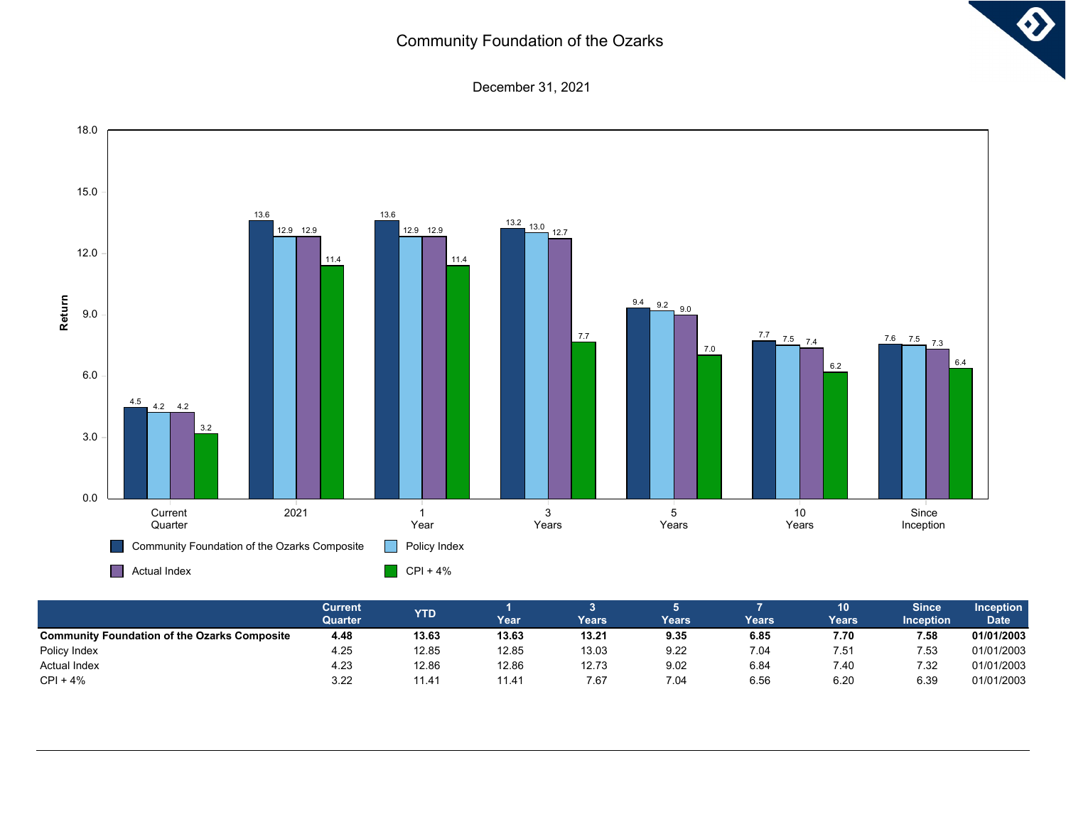# Community Foundation of the Ozarks

December 31, 2021

| | Current Quarter | YTD | 1 Year | 3 Years | 5 Years | 7 Years | 10 Years | Since Inception | Inception Date |
|---|---|---|---|---|---|---|---|---|---|
| **Community Foundation of the Ozarks Composite** | **4.48** | **13.63** | **13.63** | **13.21** | **9.35** | **6.85** | **7.70** | **7.58** | **01/01/2003** |
| Policy Index | 4.25 | 12.85 | 12.85 | 13.03 | 9.22 | 7.04 | 7.51 | 7.53 | 01/01/2003 |
| Actual Index | 4.23 | 12.86 | 12.86 | 12.73 | 9.02 | 6.84 | 7.40 | 7.32 | 01/01/2003 |
| CPI + 4% | 3.22 | 11.41 | 11.41 | 7.67 | 7.04 | 6.56 | 6.20 | 6.39 | 01/01/2003 |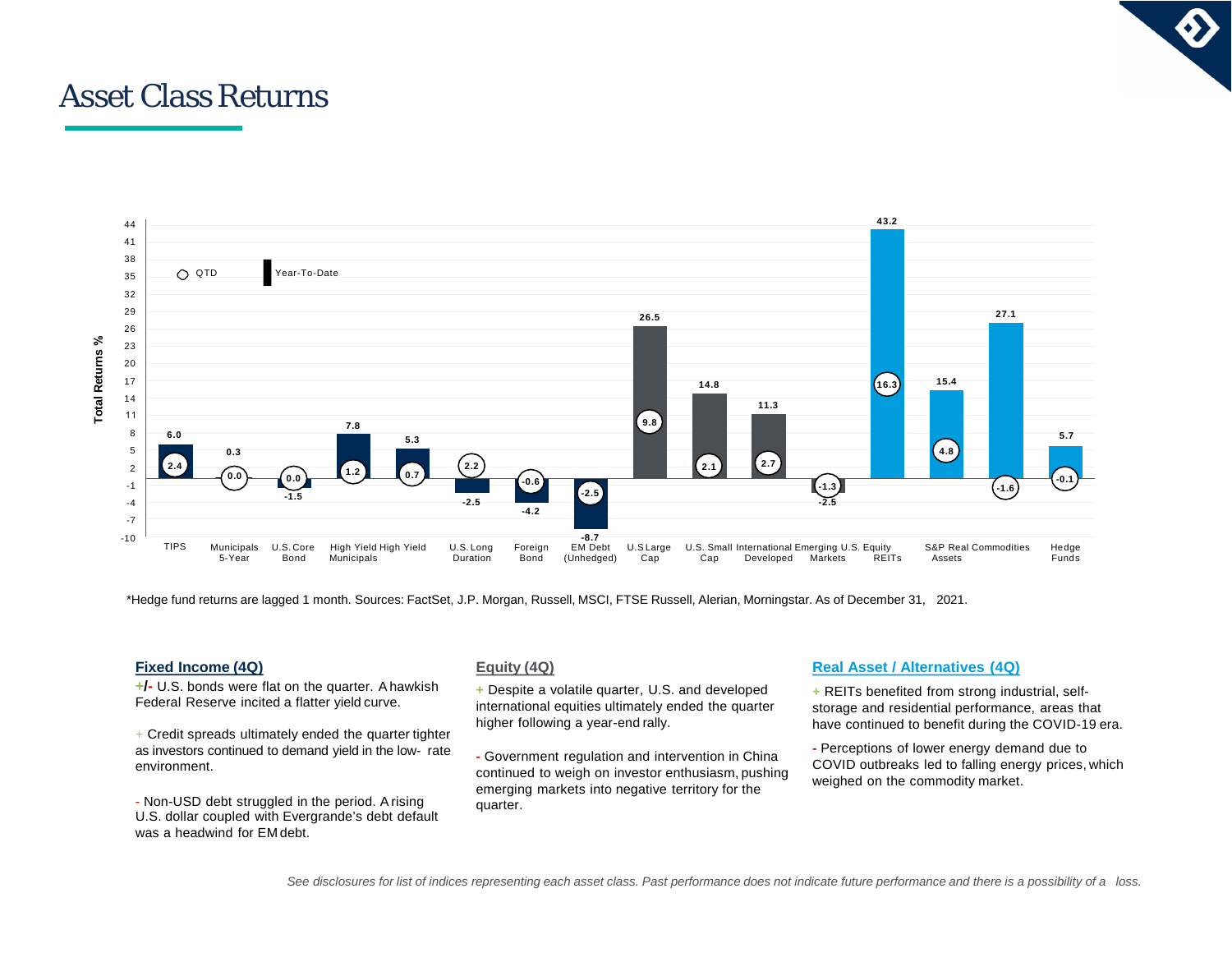# Asset Class Returns

| Asset Class | QTD | Year-To-Date |
|---|---|---|
| TIPS | 2.4 | 6.0 |
| Municipals 5-Year | 0.0 | 0.3 |
| U.S. Core Bond | 0.0 | -1.5 |
| High Yield Municipals | 1.2 | 7.8 |
| High Yield | 0.7 | 5.3 |
| U.S. Long Duration | 2.2 | -2.5 |
| Foreign Bond | -0.6 | -4.2 |
| EM Debt (Unhedged) | -2.5 | -8.7 |
| U.S Large Cap | 9.8 | 26.5 |
| U.S. Small Cap | 2.1 | 14.8 |
| International Developed | 2.7 | 11.3 |
| Emerging Markets | -1.3 | -2.5 |
| U.S. Equity REITs | 16.3 | 43.2 |
| S&P Real Assets | 4.8 | 15.4 |
| Commodities | -1.6 | 27.1 |
| Hedge Funds | -0.1 | 5.7 |

*Hedge fund returns are lagged 1 month. Sources: FactSet, J.P. Morgan, Russell, MSCI, FTSE Russell, Alerian, Morningstar. As of December 31, 2021.

**Fixed Income (4Q)**

+/- U.S. bonds were flat on the quarter. A hawkish Federal Reserve incited a flatter yield curve.

\+ Credit spreads ultimately ended the quarter tighter as investors continued to demand yield in the low- rate environment.

\- Non-USD debt struggled in the period. A rising U.S. dollar coupled with Evergrande's debt default was a headwind for EM debt.

**Equity (4Q)**

\+ Despite a volatile quarter, U.S. and developed international equities ultimately ended the quarter higher following a year-end rally.

\- Government regulation and intervention in China continued to weigh on investor enthusiasm, pushing emerging markets into negative territory for the quarter.

**Real Asset / Alternatives (4Q)**

\+ REITs benefited from strong industrial, self-storage and residential performance, areas that have continued to benefit during the COVID-19 era.

\- Perceptions of lower energy demand due to COVID outbreaks led to falling energy prices, which weighed on the commodity market.

*See disclosures for list of indices representing each asset class. Past performance does not indicate future performance and there is a possibility of a loss.*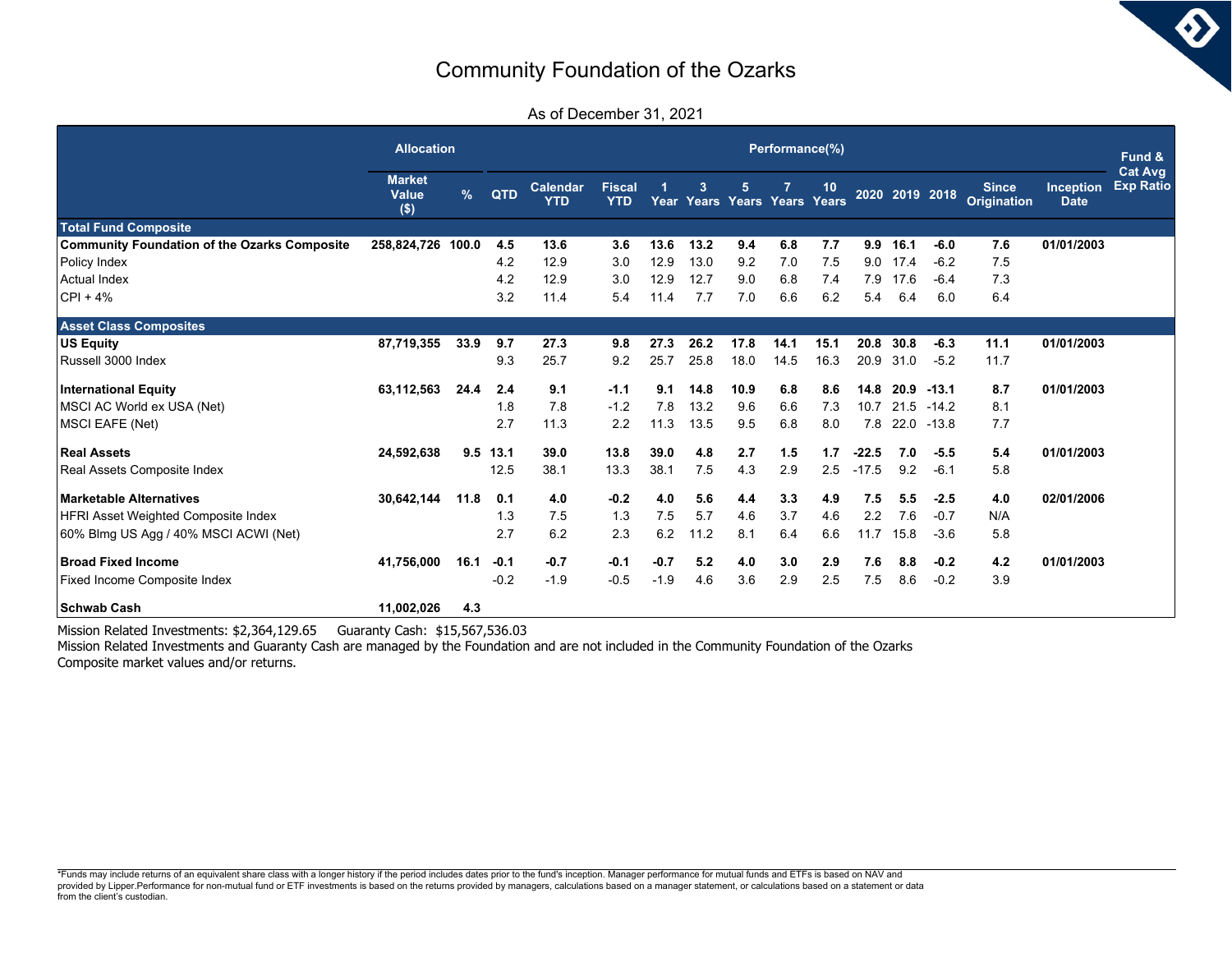# Community Foundation of the Ozarks

As of December 31, 2021

| | Allocation | | Performance(%) | | | | | | | | | | | | | Fund & Cat Avg Exp Ratio |
|---|---|---|---|---|---|---|---|---|---|---|---|---|---|---|---|---|
| | Market Value ($) | % | QTD | Calendar YTD | Fiscal YTD | 1 Year | 3 Years | 5 Years | 7 Years | 10 Years | 2020 | 2019 | 2018 | Since Origination | Inception Date | |
| **Total Fund Composite** | | | | | | | | | | | | | | | | |
| **Community Foundation of the Ozarks Composite** | **258,824,726** | **100.0** | **4.5** | **13.6** | **3.6** | **13.6** | **13.2** | **9.4** | **6.8** | **7.7** | **9.9** | **16.1** | **-6.0** | **7.6** | **01/01/2003** | |
| Policy Index | | | 4.2 | 12.9 | 3.0 | 12.9 | 13.0 | 9.2 | 7.0 | 7.5 | 9.0 | 17.4 | -6.2 | 7.5 | | |
| Actual Index | | | 4.2 | 12.9 | 3.0 | 12.9 | 12.7 | 9.0 | 6.8 | 7.4 | 7.9 | 17.6 | -6.4 | 7.3 | | |
| CPI + 4% | | | 3.2 | 11.4 | 5.4 | 11.4 | 7.7 | 7.0 | 6.6 | 6.2 | 5.4 | 6.4 | 6.0 | 6.4 | | |
| **Asset Class Composites** | | | | | | | | | | | | | | | | |
| **US Equity** | **87,719,355** | **33.9** | **9.7** | **27.3** | **9.8** | **27.3** | **26.2** | **17.8** | **14.1** | **15.1** | **20.8** | **30.8** | **-6.3** | **11.1** | **01/01/2003** | |
| Russell 3000 Index | | | 9.3 | 25.7 | 9.2 | 25.7 | 25.8 | 18.0 | 14.5 | 16.3 | 20.9 | 31.0 | -5.2 | 11.7 | | |
| **International Equity** | **63,112,563** | **24.4** | **2.4** | **9.1** | **-1.1** | **9.1** | **14.8** | **10.9** | **6.8** | **8.6** | **14.8** | **20.9** | **-13.1** | **8.7** | **01/01/2003** | |
| MSCI AC World ex USA (Net) | | | 1.8 | 7.8 | -1.2 | 7.8 | 13.2 | 9.6 | 6.6 | 7.3 | 10.7 | 21.5 | -14.2 | 8.1 | | |
| MSCI EAFE (Net) | | | 2.7 | 11.3 | 2.2 | 11.3 | 13.5 | 9.5 | 6.8 | 8.0 | 7.8 | 22.0 | -13.8 | 7.7 | | |
| **Real Assets** | **24,592,638** | **9.5** | **13.1** | **39.0** | **13.8** | **39.0** | **4.8** | **2.7** | **1.5** | **1.7** | **-22.5** | **7.0** | **-5.5** | **5.4** | **01/01/2003** | |
| Real Assets Composite Index | | | 12.5 | 38.1 | 13.3 | 38.1 | 7.5 | 4.3 | 2.9 | 2.5 | -17.5 | 9.2 | -6.1 | 5.8 | | |
| **Marketable Alternatives** | **30,642,144** | **11.8** | **0.1** | **4.0** | **-0.2** | **4.0** | **5.6** | **4.4** | **3.3** | **4.9** | **7.5** | **5.5** | **-2.5** | **4.0** | **02/01/2006** | |
| HFRI Asset Weighted Composite Index | | | 1.3 | 7.5 | 1.3 | 7.5 | 5.7 | 4.6 | 3.7 | 4.6 | 2.2 | 7.6 | -0.7 | N/A | | |
| 60% Blmg US Agg / 40% MSCI ACWI (Net) | | | 2.7 | 6.2 | 2.3 | 6.2 | 11.2 | 8.1 | 6.4 | 6.6 | 11.7 | 15.8 | -3.6 | 5.8 | | |
| **Broad Fixed Income** | **41,756,000** | **16.1** | **-0.1** | **-0.7** | **-0.1** | **-0.7** | **5.2** | **4.0** | **3.0** | **2.9** | **7.6** | **8.8** | **-0.2** | **4.2** | **01/01/2003** | |
| Fixed Income Composite Index | | | -0.2 | -1.9 | -0.5 | -1.9 | 4.6 | 3.6 | 2.9 | 2.5 | 7.5 | 8.6 | -0.2 | 3.9 | | |
| **Schwab Cash** | **11,002,026** | **4.3** | | | | | | | | | | | | | | |

Mission Related Investments: $2,364,129.65 Guaranty Cash: $15,567,536.03
Mission Related Investments and Guaranty Cash are managed by the Foundation and are not included in the Community Foundation of the Ozarks Composite market values and/or returns.

*Funds may include returns of an equivalent share class with a longer history if the period includes dates prior to the fund's inception. Manager performance for mutual funds and ETFs is based on NAV and provided by Lipper.Performance for non-mutual fund or ETF investments is based on the returns provided by managers, calculations based on a manager statement, or calculations based on a statement or data from the client's custodian.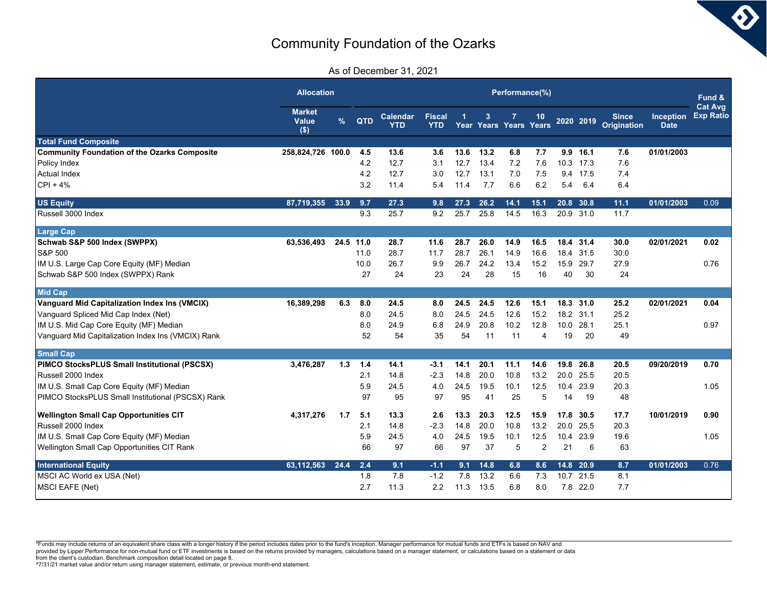# Community Foundation of the Ozarks

As of December 31, 2021

| | Allocation | | Performance(%) | | | | | | | | | | | |
|---|---|---|---|---|---|---|---|---|---|---|---|---|---|---|
| | Market Value ($) | % | QTD | Calendar YTD | Fiscal YTD | 1 Year | 3 Years | 7 Years | 10 Years | 2020 | 2019 | Since Origination | Inception Date | Fund & Cat Avg Exp Ratio |
| **Total Fund Composite** | | | | | | | | | | | | | | |
| **Community Foundation of the Ozarks Composite** | **258,824,726** | **100.0** | **4.5** | **13.6** | **3.6** | **13.6** | **13.2** | **6.8** | **7.7** | **9.9** | **16.1** | **7.6** | **01/01/2003** | |
| Policy Index | | | 4.2 | 12.7 | 3.1 | 12.7 | 13.4 | 7.2 | 7.6 | 10.3 | 17.3 | 7.6 | | |
| Actual Index | | | 4.2 | 12.7 | 3.0 | 12.7 | 13.1 | 7.0 | 7.5 | 9.4 | 17.5 | 7.4 | | |
| CPI + 4% | | | 3.2 | 11.4 | 5.4 | 11.4 | 7.7 | 6.6 | 6.2 | 5.4 | 6.4 | 6.4 | | |
| **US Equity** | **87,719,355** | **33.9** | **9.7** | **27.3** | **9.8** | **27.3** | **26.2** | **14.1** | **15.1** | **20.8** | **30.8** | **11.1** | **01/01/2003** | 0.09 |
| Russell 3000 Index | | | 9.3 | 25.7 | 9.2 | 25.7 | 25.8 | 14.5 | 16.3 | 20.9 | 31.0 | 11.7 | | |
| **Large Cap** | | | | | | | | | | | | | | |
| **Schwab S&P 500 Index (SWPPX)** | **63,536,493** | **24.5** | **11.0** | **28.7** | **11.6** | **28.7** | **26.0** | **14.9** | **16.5** | **18.4** | **31.4** | **30.0** | **02/01/2021** | **0.02** |
| S&P 500 | | | 11.0 | 28.7 | 11.7 | 28.7 | 26.1 | 14.9 | 16.6 | 18.4 | 31.5 | 30.0 | | |
| IM U.S. Large Cap Core Equity (MF) Median | | | 10.0 | 26.7 | 9.9 | 26.7 | 24.2 | 13.4 | 15.2 | 15.9 | 29.7 | 27.9 | | 0.76 |
| Schwab S&P 500 Index (SWPPX) Rank | | | 27 | 24 | 23 | 24 | 28 | 15 | 16 | 40 | 30 | 24 | | |
| **Mid Cap** | | | | | | | | | | | | | | |
| **Vanguard Mid Capitalization Index Ins (VMCIX)** | **16,389,298** | **6.3** | **8.0** | **24.5** | **8.0** | **24.5** | **24.5** | **12.6** | **15.1** | **18.3** | **31.0** | **25.2** | **02/01/2021** | **0.04** |
| Vanguard Spliced Mid Cap Index (Net) | | | 8.0 | 24.5 | 8.0 | 24.5 | 24.5 | 12.6 | 15.2 | 18.2 | 31.1 | 25.2 | | |
| IM U.S. Mid Cap Core Equity (MF) Median | | | 8.0 | 24.9 | 6.8 | 24.9 | 20.8 | 10.2 | 12.8 | 10.0 | 28.1 | 25.1 | | 0.97 |
| Vanguard Mid Capitalization Index Ins (VMCIX) Rank | | | 52 | 54 | 35 | 54 | 11 | 11 | 4 | 19 | 20 | 49 | | |
| **Small Cap** | | | | | | | | | | | | | | |
| **PIMCO StocksPLUS Small Institutional (PSCSX)** | **3,476,287** | **1.3** | **1.4** | **14.1** | **-3.1** | **14.1** | **20.1** | **11.1** | **14.6** | **19.8** | **26.8** | **20.5** | **09/20/2019** | **0.70** |
| Russell 2000 Index | | | 2.1 | 14.8 | -2.3 | 14.8 | 20.0 | 10.8 | 13.2 | 20.0 | 25.5 | 20.5 | | |
| IM U.S. Small Cap Core Equity (MF) Median | | | 5.9 | 24.5 | 4.0 | 24.5 | 19.5 | 10.1 | 12.5 | 10.4 | 23.9 | 20.3 | | 1.05 |
| PIMCO StocksPLUS Small Institutional (PSCSX) Rank | | | 97 | 95 | 97 | 95 | 41 | 25 | 5 | 14 | 19 | 48 | | |
| **Wellington Small Cap Opportunities CIT** | **4,317,276** | **1.7** | **5.1** | **13.3** | **2.6** | **13.3** | **20.3** | **12.5** | **15.9** | **17.8** | **30.5** | **17.7** | **10/01/2019** | **0.90** |
| Russell 2000 Index | | | 2.1 | 14.8 | -2.3 | 14.8 | 20.0 | 10.8 | 13.2 | 20.0 | 25.5 | 20.3 | | |
| IM U.S. Small Cap Core Equity (MF) Median | | | 5.9 | 24.5 | 4.0 | 24.5 | 19.5 | 10.1 | 12.5 | 10.4 | 23.9 | 19.6 | | 1.05 |
| Wellington Small Cap Opportunities CIT Rank | | | 66 | 97 | 66 | 97 | 37 | 5 | 2 | 21 | 6 | 63 | | |
| **International Equity** | **63,112,563** | **24.4** | **2.4** | **9.1** | **-1.1** | **9.1** | **14.8** | **6.8** | **8.6** | **14.8** | **20.9** | **8.7** | **01/01/2003** | 0.76 |
| MSCI AC World ex USA (Net) | | | 1.8 | 7.8 | -1.2 | 7.8 | 13.2 | 6.6 | 7.3 | 10.7 | 21.5 | 8.1 | | |
| MSCI EAFE (Net) | | | 2.7 | 11.3 | 2.2 | 11.3 | 13.5 | 6.8 | 8.0 | 7.8 | 22.0 | 7.7 | | |

*Funds may include returns of an equivalent share class with a longer history if the period includes dates prior to the fund's inception. Manager performance for mutual funds and ETFs is based on NAV and provided by Lipper.Performance for non-mutual fund or ETF investments is based on the returns provided by managers, calculations based on a manager statement, or calculations based on a statement or data from the client's custodian. Benchmark composition detail located on page 8.
^7/31/21 market value and/or return using manager statement, estimate, or previous month-end statement.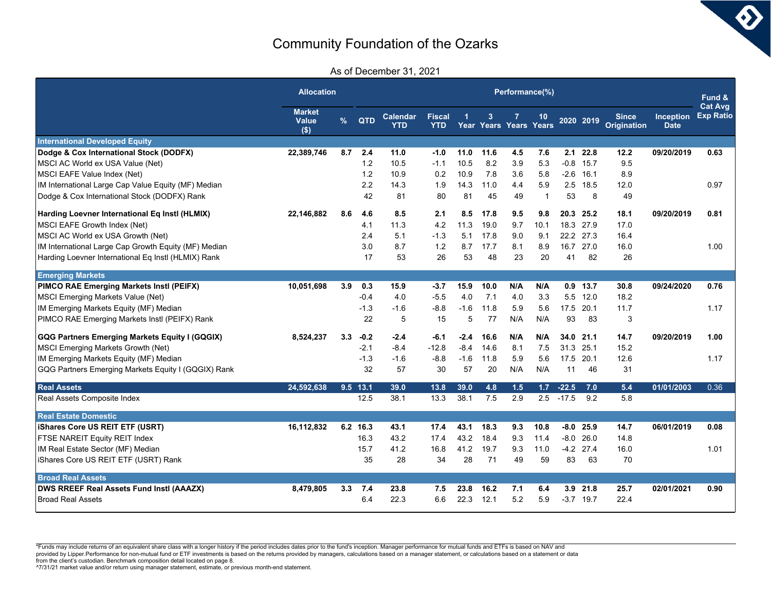# Community Foundation of the Ozarks

As of December 31, 2021

| | Allocation | | Performance(%) | | | | | | | | | | | Fund & Cat Avg Exp Ratio |
|---|---|---|---|---|---|---|---|---|---|---|---|---|---|---|
| | Market Value ($) | % | QTD | Calendar YTD | Fiscal YTD | 1 Year | 3 Years | 7 Years | 10 Years | 2020 | 2019 | Since Origination | Inception Date | |
| **International Developed Equity** | | | | | | | | | | | | | | |
| **Dodge & Cox International Stock (DODFX)** | **22,389,746** | **8.7** | **2.4** | **11.0** | **-1.0** | **11.0** | **11.6** | **4.5** | **7.6** | **2.1** | **22.8** | **12.2** | **09/20/2019** | **0.63** |
| MSCI AC World ex USA Value (Net) | | | 1.2 | 10.5 | -1.1 | 10.5 | 8.2 | 3.9 | 5.3 | -0.8 | 15.7 | 9.5 | | |
| MSCI EAFE Value Index (Net) | | | 1.2 | 10.9 | 0.2 | 10.9 | 7.8 | 3.6 | 5.8 | -2.6 | 16.1 | 8.9 | | |
| IM International Large Cap Value Equity (MF) Median | | | 2.2 | 14.3 | 1.9 | 14.3 | 11.0 | 4.4 | 5.9 | 2.5 | 18.5 | 12.0 | | 0.97 |
| Dodge & Cox International Stock (DODFX) Rank | | | 42 | 81 | 80 | 81 | 45 | 49 | 1 | 53 | 8 | 49 | | |
| **Harding Loevner International Eq Instl (HLMIX)** | **22,146,882** | **8.6** | **4.6** | **8.5** | **2.1** | **8.5** | **17.8** | **9.5** | **9.8** | **20.3** | **25.2** | **18.1** | **09/20/2019** | **0.81** |
| MSCI EAFE Growth Index (Net) | | | 4.1 | 11.3 | 4.2 | 11.3 | 19.0 | 9.7 | 10.1 | 18.3 | 27.9 | 17.0 | | |
| MSCI AC World ex USA Growth (Net) | | | 2.4 | 5.1 | -1.3 | 5.1 | 17.8 | 9.0 | 9.1 | 22.2 | 27.3 | 16.4 | | |
| IM International Large Cap Growth Equity (MF) Median | | | 3.0 | 8.7 | 1.2 | 8.7 | 17.7 | 8.1 | 8.9 | 16.7 | 27.0 | 16.0 | | 1.00 |
| Harding Loevner International Eq Instl (HLMIX) Rank | | | 17 | 53 | 26 | 53 | 48 | 23 | 20 | 41 | 82 | 26 | | |
| **Emerging Markets** | | | | | | | | | | | | | | |
| **PIMCO RAE Emerging Markets Instl (PEIFX)** | **10,051,698** | **3.9** | **0.3** | **15.9** | **-3.7** | **15.9** | **10.0** | **N/A** | **N/A** | **0.9** | **13.7** | **30.8** | **09/24/2020** | **0.76** |
| MSCI Emerging Markets Value (Net) | | | -0.4 | 4.0 | -5.5 | 4.0 | 7.1 | 4.0 | 3.3 | 5.5 | 12.0 | 18.2 | | |
| IM Emerging Markets Equity (MF) Median | | | -1.3 | -1.6 | -8.8 | -1.6 | 11.8 | 5.9 | 5.6 | 17.5 | 20.1 | 11.7 | | 1.17 |
| PIMCO RAE Emerging Markets Instl (PEIFX) Rank | | | 22 | 5 | 15 | 5 | 77 | N/A | N/A | 93 | 83 | 3 | | |
| **GQG Partners Emerging Markets Equity I (GQGIX)** | **8,524,237** | **3.3** | **-0.2** | **-2.4** | **-6.1** | **-2.4** | **16.6** | **N/A** | **N/A** | **34.0** | **21.1** | **14.7** | **09/20/2019** | **1.00** |
| MSCI Emerging Markets Growth (Net) | | | -2.1 | -8.4 | -12.8 | -8.4 | 14.6 | 8.1 | 7.5 | 31.3 | 25.1 | 15.2 | | |
| IM Emerging Markets Equity (MF) Median | | | -1.3 | -1.6 | -8.8 | -1.6 | 11.8 | 5.9 | 5.6 | 17.5 | 20.1 | 12.6 | | 1.17 |
| GQG Partners Emerging Markets Equity I (GQGIX) Rank | | | 32 | 57 | 30 | 57 | 20 | N/A | N/A | 11 | 46 | 31 | | |
| **Real Assets** | **24,592,638** | **9.5** | **13.1** | **39.0** | **13.8** | **39.0** | **4.8** | **1.5** | **1.7** | **-22.5** | **7.0** | **5.4** | **01/01/2003** | 0.36 |
| Real Assets Composite Index | | | 12.5 | 38.1 | 13.3 | 38.1 | 7.5 | 2.9 | 2.5 | -17.5 | 9.2 | 5.8 | | |
| **Real Estate Domestic** | | | | | | | | | | | | | | |
| **iShares Core US REIT ETF (USRT)** | **16,112,832** | **6.2** | **16.3** | **43.1** | **17.4** | **43.1** | **18.3** | **9.3** | **10.8** | **-8.0** | **25.9** | **14.7** | **06/01/2019** | **0.08** |
| FTSE NAREIT Equity REIT Index | | | 16.3 | 43.2 | 17.4 | 43.2 | 18.4 | 9.3 | 11.4 | -8.0 | 26.0 | 14.8 | | |
| IM Real Estate Sector (MF) Median | | | 15.7 | 41.2 | 16.8 | 41.2 | 19.7 | 9.3 | 11.0 | -4.2 | 27.4 | 16.0 | | 1.01 |
| iShares Core US REIT ETF (USRT) Rank | | | 35 | 28 | 34 | 28 | 71 | 49 | 59 | 83 | 63 | 70 | | |
| **Broad Real Assets** | | | | | | | | | | | | | | |
| **DWS RREEF Real Assets Fund Instl (AAAZX)** | **8,479,805** | **3.3** | **7.4** | **23.8** | **7.5** | **23.8** | **16.2** | **7.1** | **6.4** | **3.9** | **21.8** | **25.7** | **02/01/2021** | **0.90** |
| Broad Real Assets | | | 6.4 | 22.3 | 6.6 | 22.3 | 12.1 | 5.2 | 5.9 | -3.7 | 19.7 | 22.4 | | |

*Funds may include returns of an equivalent share class with a longer history if the period includes dates prior to the fund's inception. Manager performance for mutual funds and ETFs is based on NAV and provided by Lipper.Performance for non-mutual fund or ETF investments is based on the returns provided by managers, calculations based on a manager statement, or calculations based on a statement or data from the client's custodian. Benchmark composition detail located on page 8.
^7/31/21 market value and/or return using manager statement, estimate, or previous month-end statement.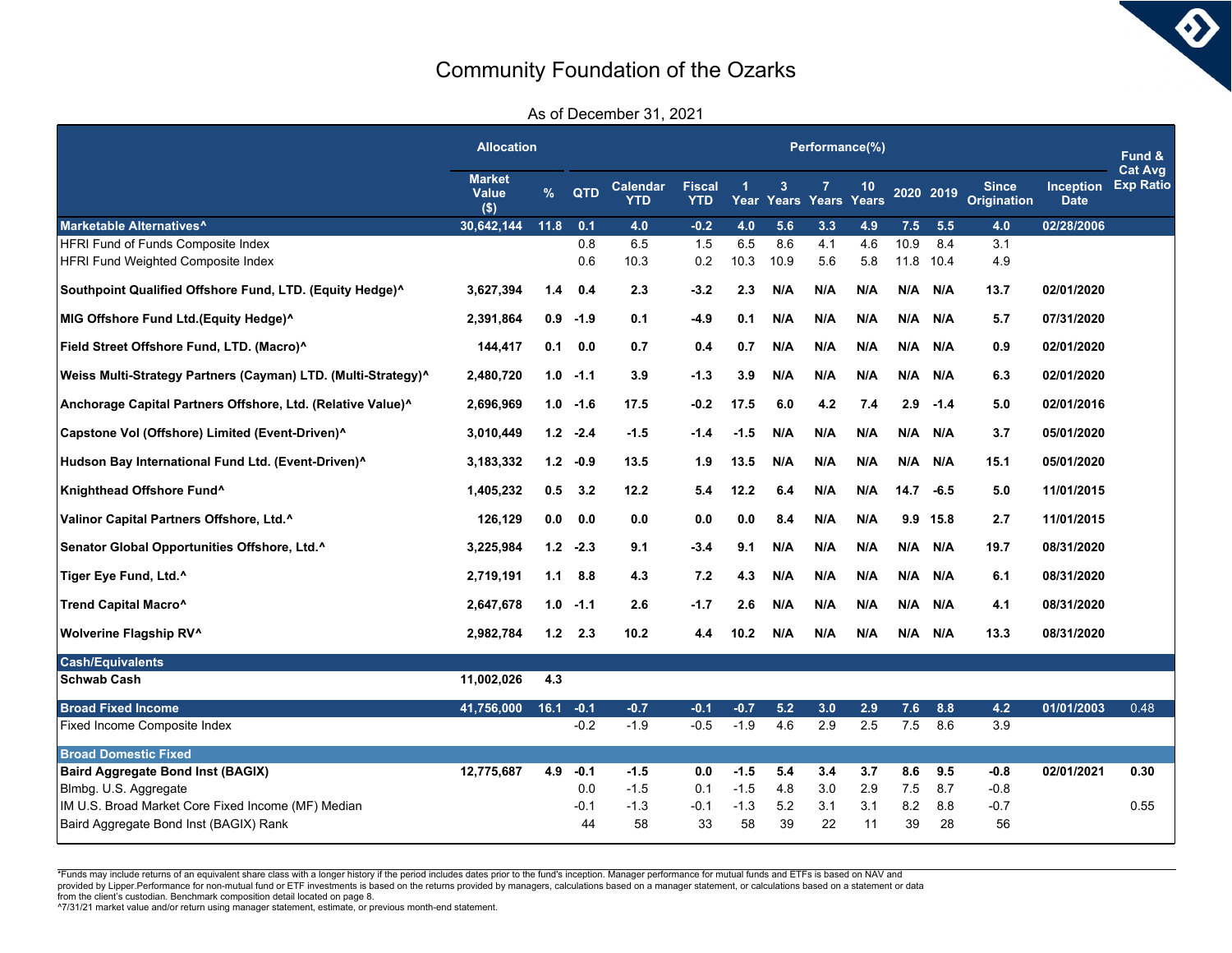# Community Foundation of the Ozarks

As of December 31, 2021

| | Allocation | | Performance(%) | | | | | | | | | | | | Fund & Cat Avg Exp Ratio |
|---|---|---|---|---|---|---|---|---|---|---|---|---|---|---|---|
| | Market Value ($) | % | QTD | Calendar YTD | Fiscal YTD | 1 Year | 3 Years | 7 Years | 10 Years | 2020 | 2019 | Since Origination | Inception Date | | |
| **Marketable Alternatives^** | **30,642,144** | **11.8** | **0.1** | **4.0** | **-0.2** | **4.0** | **5.6** | **3.3** | **4.9** | **7.5** | **5.5** | **4.0** | **02/28/2006** | | |
| HFRI Fund of Funds Composite Index | | | 0.8 | 6.5 | 1.5 | 6.5 | 8.6 | 4.1 | 4.6 | 10.9 | 8.4 | 3.1 | | | |
| HFRI Fund Weighted Composite Index | | | 0.6 | 10.3 | 0.2 | 10.3 | 10.9 | 5.6 | 5.8 | 11.8 | 10.4 | 4.9 | | | |
| **Southpoint Qualified Offshore Fund, LTD. (Equity Hedge)^** | **3,627,394** | **1.4** | **0.4** | **2.3** | **-3.2** | **2.3** | **N/A** | **N/A** | **N/A** | **N/A** | **N/A** | **13.7** | **02/01/2020** | | |
| **MIG Offshore Fund Ltd.(Equity Hedge)^** | **2,391,864** | **0.9** | **-1.9** | **0.1** | **-4.9** | **0.1** | **N/A** | **N/A** | **N/A** | **N/A** | **N/A** | **5.7** | **07/31/2020** | | |
| **Field Street Offshore Fund, LTD. (Macro)^** | **144,417** | **0.1** | **0.0** | **0.7** | **0.4** | **0.7** | **N/A** | **N/A** | **N/A** | **N/A** | **N/A** | **0.9** | **02/01/2020** | | |
| **Weiss Multi-Strategy Partners (Cayman) LTD. (Multi-Strategy)^** | **2,480,720** | **1.0** | **-1.1** | **3.9** | **-1.3** | **3.9** | **N/A** | **N/A** | **N/A** | **N/A** | **N/A** | **6.3** | **02/01/2020** | | |
| **Anchorage Capital Partners Offshore, Ltd. (Relative Value)^** | **2,696,969** | **1.0** | **-1.6** | **17.5** | **-0.2** | **17.5** | **6.0** | **4.2** | **7.4** | **2.9** | **-1.4** | **5.0** | **02/01/2016** | | |
| **Capstone Vol (Offshore) Limited (Event-Driven)^** | **3,010,449** | **1.2** | **-2.4** | **-1.5** | **-1.4** | **-1.5** | **N/A** | **N/A** | **N/A** | **N/A** | **N/A** | **3.7** | **05/01/2020** | | |
| **Hudson Bay International Fund Ltd. (Event-Driven)^** | **3,183,332** | **1.2** | **-0.9** | **13.5** | **1.9** | **13.5** | **N/A** | **N/A** | **N/A** | **N/A** | **N/A** | **15.1** | **05/01/2020** | | |
| **Knighthead Offshore Fund^** | **1,405,232** | **0.5** | **3.2** | **12.2** | **5.4** | **12.2** | **6.4** | **N/A** | **N/A** | **14.7** | **-6.5** | **5.0** | **11/01/2015** | | |
| **Valinor Capital Partners Offshore, Ltd.^** | **126,129** | **0.0** | **0.0** | **0.0** | **0.0** | **0.0** | **8.4** | **N/A** | **N/A** | **9.9** | **15.8** | **2.7** | **11/01/2015** | | |
| **Senator Global Opportunities Offshore, Ltd.^** | **3,225,984** | **1.2** | **-2.3** | **9.1** | **-3.4** | **9.1** | **N/A** | **N/A** | **N/A** | **N/A** | **N/A** | **19.7** | **08/31/2020** | | |
| **Tiger Eye Fund, Ltd.^** | **2,719,191** | **1.1** | **8.8** | **4.3** | **7.2** | **4.3** | **N/A** | **N/A** | **N/A** | **N/A** | **N/A** | **6.1** | **08/31/2020** | | |
| **Trend Capital Macro^** | **2,647,678** | **1.0** | **-1.1** | **2.6** | **-1.7** | **2.6** | **N/A** | **N/A** | **N/A** | **N/A** | **N/A** | **4.1** | **08/31/2020** | | |
| **Wolverine Flagship RV^** | **2,982,784** | **1.2** | **2.3** | **10.2** | **4.4** | **10.2** | **N/A** | **N/A** | **N/A** | **N/A** | **N/A** | **13.3** | **08/31/2020** | | |
| **Cash/Equivalents** | | | | | | | | | | | | | | | |
| **Schwab Cash** | **11,002,026** | **4.3** | | | | | | | | | | | | | |
| **Broad Fixed Income** | **41,756,000** | **16.1** | **-0.1** | **-0.7** | **-0.1** | **-0.7** | **5.2** | **3.0** | **2.9** | **7.6** | **8.8** | **4.2** | **01/01/2003** | | 0.48 |
| Fixed Income Composite Index | | | -0.2 | -1.9 | -0.5 | -1.9 | 4.6 | 2.9 | 2.5 | 7.5 | 8.6 | 3.9 | | | |
| **Broad Domestic Fixed** | | | | | | | | | | | | | | | |
| **Baird Aggregate Bond Inst (BAGIX)** | **12,775,687** | **4.9** | **-0.1** | **-1.5** | **0.0** | **-1.5** | **5.4** | **3.4** | **3.7** | **8.6** | **9.5** | **-0.8** | **02/01/2021** | | **0.30** |
| Blmbg. U.S. Aggregate | | | 0.0 | -1.5 | 0.1 | -1.5 | 4.8 | 3.0 | 2.9 | 7.5 | 8.7 | -0.8 | | | |
| IM U.S. Broad Market Core Fixed Income (MF) Median | | | -0.1 | -1.3 | -0.1 | -1.3 | 5.2 | 3.1 | 3.1 | 8.2 | 8.8 | -0.7 | | | 0.55 |
| Baird Aggregate Bond Inst (BAGIX) Rank | | | 44 | 58 | 33 | 58 | 39 | 22 | 11 | 39 | 28 | 56 | | | |

*Funds may include returns of an equivalent share class with a longer history if the period includes dates prior to the fund's inception. Manager performance for mutual funds and ETFs is based on NAV and provided by Lipper.Performance for non-mutual fund or ETF investments is based on the returns provided by managers, calculations based on a manager statement, or calculations based on a statement or data from the client's custodian. Benchmark composition detail located on page 8.
^7/31/21 market value and/or return using manager statement, estimate, or previous month-end statement.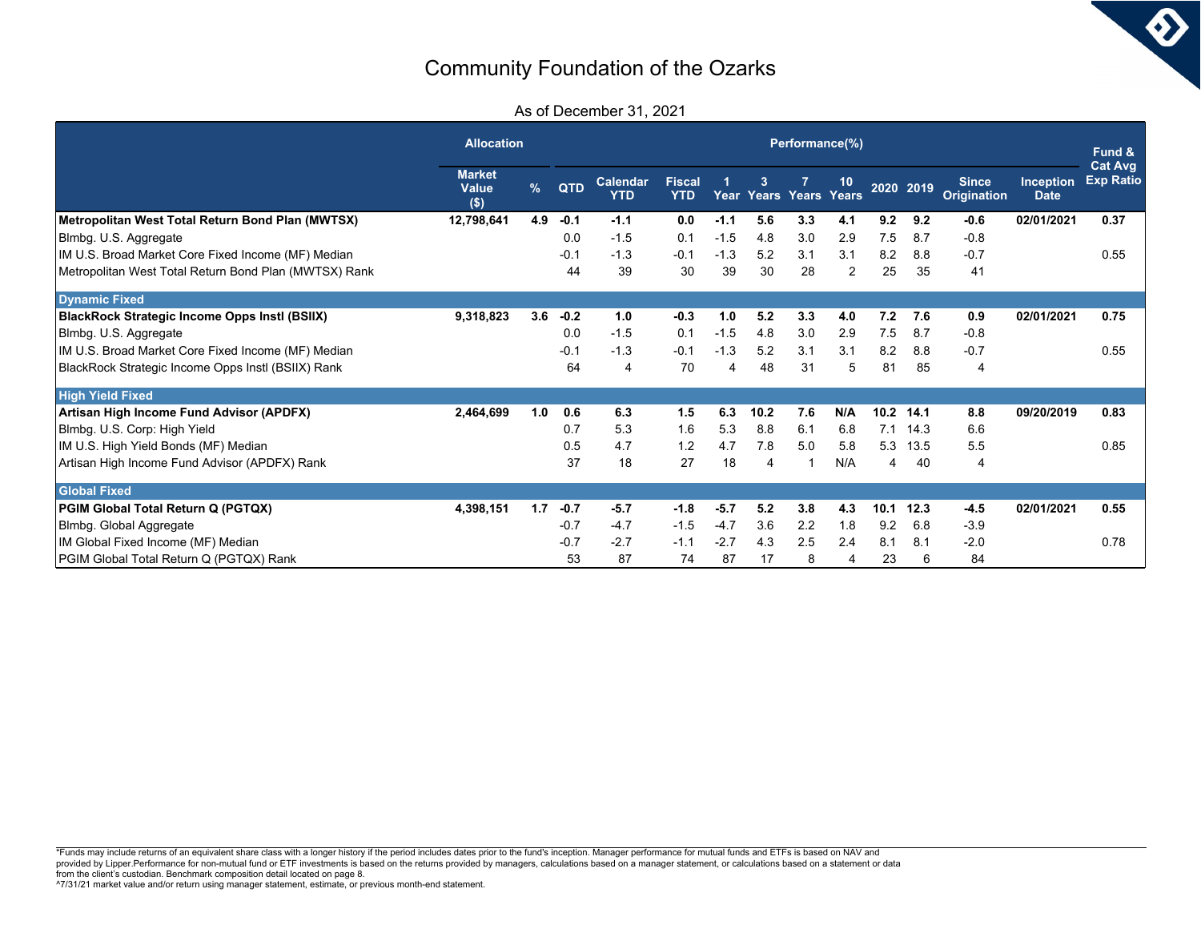# Community Foundation of the Ozarks

As of December 31, 2021

| | Allocation | | Performance(%) | | | | | | | | | | | | Fund & Cat Avg Exp Ratio |
|---|---|---|---|---|---|---|---|---|---|---|---|---|---|---|---|
| | Market Value ($) | % | QTD | Calendar YTD | Fiscal YTD | 1 Year | 3 Years | 7 Years | 10 Years | 2020 | 2019 | Since Origination | Inception Date | | |
| **Metropolitan West Total Return Bond Plan (MWTSX)** | **12,798,641** | **4.9** | **-0.1** | **-1.1** | **0.0** | **-1.1** | **5.6** | **3.3** | **4.1** | **9.2** | **9.2** | **-0.6** | **02/01/2021** | | **0.37** |
| Blmbg. U.S. Aggregate | | | 0.0 | -1.5 | 0.1 | -1.5 | 4.8 | 3.0 | 2.9 | 7.5 | 8.7 | -0.8 | | | |
| IM U.S. Broad Market Core Fixed Income (MF) Median | | | -0.1 | -1.3 | -0.1 | -1.3 | 5.2 | 3.1 | 3.1 | 8.2 | 8.8 | -0.7 | | | 0.55 |
| Metropolitan West Total Return Bond Plan (MWTSX) Rank | | | 44 | 39 | 30 | 39 | 30 | 28 | 2 | 25 | 35 | 41 | | | |
| **Dynamic Fixed** | | | | | | | | | | | | | | | |
| **BlackRock Strategic Income Opps Instl (BSIIX)** | **9,318,823** | **3.6** | **-0.2** | **1.0** | **-0.3** | **1.0** | **5.2** | **3.3** | **4.0** | **7.2** | **7.6** | **0.9** | **02/01/2021** | | **0.75** |
| Blmbg. U.S. Aggregate | | | 0.0 | -1.5 | 0.1 | -1.5 | 4.8 | 3.0 | 2.9 | 7.5 | 8.7 | -0.8 | | | |
| IM U.S. Broad Market Core Fixed Income (MF) Median | | | -0.1 | -1.3 | -0.1 | -1.3 | 5.2 | 3.1 | 3.1 | 8.2 | 8.8 | -0.7 | | | 0.55 |
| BlackRock Strategic Income Opps Instl (BSIIX) Rank | | | 64 | 4 | 70 | 4 | 48 | 31 | 5 | 81 | 85 | 4 | | | |
| **High Yield Fixed** | | | | | | | | | | | | | | | |
| **Artisan High Income Fund Advisor (APDFX)** | **2,464,699** | **1.0** | **0.6** | **6.3** | **1.5** | **6.3** | **10.2** | **7.6** | **N/A** | **10.2** | **14.1** | **8.8** | **09/20/2019** | | **0.83** |
| Blmbg. U.S. Corp: High Yield | | | 0.7 | 5.3 | 1.6 | 5.3 | 8.8 | 6.1 | 6.8 | 7.1 | 14.3 | 6.6 | | | |
| IM U.S. High Yield Bonds (MF) Median | | | 0.5 | 4.7 | 1.2 | 4.7 | 7.8 | 5.0 | 5.8 | 5.3 | 13.5 | 5.5 | | | 0.85 |
| Artisan High Income Fund Advisor (APDFX) Rank | | | 37 | 18 | 27 | 18 | 4 | 1 | N/A | 4 | 40 | 4 | | | |
| **Global Fixed** | | | | | | | | | | | | | | | |
| **PGIM Global Total Return Q (PGTQX)** | **4,398,151** | **1.7** | **-0.7** | **-5.7** | **-1.8** | **-5.7** | **5.2** | **3.8** | **4.3** | **10.1** | **12.3** | **-4.5** | **02/01/2021** | | **0.55** |
| Blmbg. Global Aggregate | | | -0.7 | -4.7 | -1.5 | -4.7 | 3.6 | 2.2 | 1.8 | 9.2 | 6.8 | -3.9 | | | |
| IM Global Fixed Income (MF) Median | | | -0.7 | -2.7 | -1.1 | -2.7 | 4.3 | 2.5 | 2.4 | 8.1 | 8.1 | -2.0 | | | 0.78 |
| PGIM Global Total Return Q (PGTQX) Rank | | | 53 | 87 | 74 | 87 | 17 | 8 | 4 | 23 | 6 | 84 | | | |

*Funds may include returns of an equivalent share class with a longer history if the period includes dates prior to the fund's inception. Manager performance for mutual funds and ETFs is based on NAV and provided by Lipper.Performance for non-mutual fund or ETF investments is based on the returns provided by managers, calculations based on a manager statement, or calculations based on a statement or data from the client's custodian. Benchmark composition detail located on page 8.
^7/31/21 market value and/or return using manager statement, estimate, or previous month-end statement.